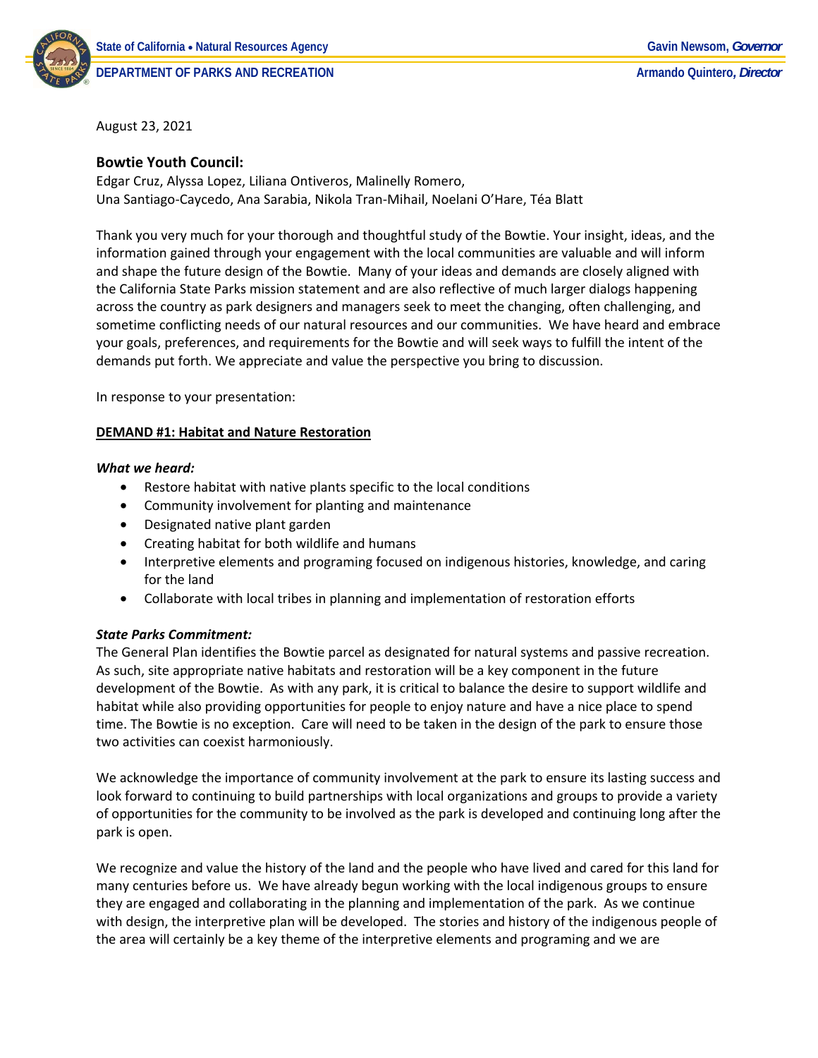State of California • Natural Resources Agency — Gavin Newsom, *Governor*

DEPARTMENT OF PARKS AND RECREATION — Armando Quintero, *Director*

August 23, 2021

### Bowtie Youth Council:

Edgar Cruz, Alyssa Lopez, Liliana Ontiveros, Malinelly Romero,
Una Santiago-Caycedo, Ana Sarabia, Nikola Tran-Mihail, Noelani O'Hare, Téa Blatt

Thank you very much for your thorough and thoughtful study of the Bowtie. Your insight, ideas, and the information gained through your engagement with the local communities are valuable and will inform and shape the future design of the Bowtie. Many of your ideas and demands are closely aligned with the California State Parks mission statement and are also reflective of much larger dialogs happening across the country as park designers and managers seek to meet the changing, often challenging, and sometime conflicting needs of our natural resources and our communities. We have heard and embrace your goals, preferences, and requirements for the Bowtie and will seek ways to fulfill the intent of the demands put forth. We appreciate and value the perspective you bring to discussion.

In response to your presentation:

**DEMAND #1: Habitat and Nature Restoration**

***What we heard:***

- Restore habitat with native plants specific to the local conditions
- Community involvement for planting and maintenance
- Designated native plant garden
- Creating habitat for both wildlife and humans
- Interpretive elements and programing focused on indigenous histories, knowledge, and caring for the land
- Collaborate with local tribes in planning and implementation of restoration efforts

***State Parks Commitment:***

The General Plan identifies the Bowtie parcel as designated for natural systems and passive recreation. As such, site appropriate native habitats and restoration will be a key component in the future development of the Bowtie. As with any park, it is critical to balance the desire to support wildlife and habitat while also providing opportunities for people to enjoy nature and have a nice place to spend time. The Bowtie is no exception. Care will need to be taken in the design of the park to ensure those two activities can coexist harmoniously.

We acknowledge the importance of community involvement at the park to ensure its lasting success and look forward to continuing to build partnerships with local organizations and groups to provide a variety of opportunities for the community to be involved as the park is developed and continuing long after the park is open.

We recognize and value the history of the land and the people who have lived and cared for this land for many centuries before us. We have already begun working with the local indigenous groups to ensure they are engaged and collaborating in the planning and implementation of the park. As we continue with design, the interpretive plan will be developed. The stories and history of the indigenous people of the area will certainly be a key theme of the interpretive elements and programing and we are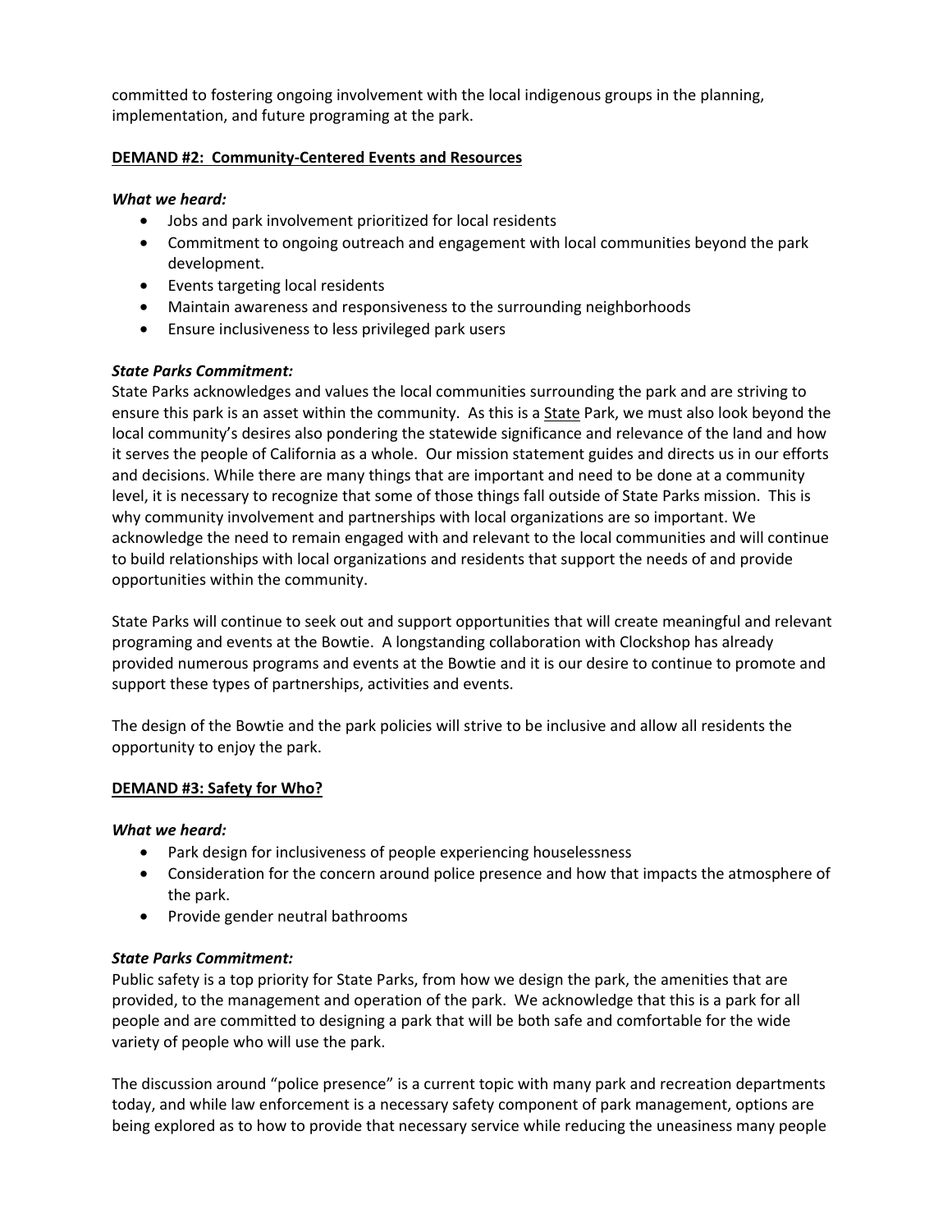committed to fostering ongoing involvement with the local indigenous groups in the planning, implementation, and future programing at the park.

**DEMAND #2: Community-Centered Events and Resources**

***What we heard:***

- Jobs and park involvement prioritized for local residents
- Commitment to ongoing outreach and engagement with local communities beyond the park development.
- Events targeting local residents
- Maintain awareness and responsiveness to the surrounding neighborhoods
- Ensure inclusiveness to less privileged park users

***State Parks Commitment:***

State Parks acknowledges and values the local communities surrounding the park and are striving to ensure this park is an asset within the community. As this is a State Park, we must also look beyond the local community's desires also pondering the statewide significance and relevance of the land and how it serves the people of California as a whole. Our mission statement guides and directs us in our efforts and decisions. While there are many things that are important and need to be done at a community level, it is necessary to recognize that some of those things fall outside of State Parks mission. This is why community involvement and partnerships with local organizations are so important. We acknowledge the need to remain engaged with and relevant to the local communities and will continue to build relationships with local organizations and residents that support the needs of and provide opportunities within the community.

State Parks will continue to seek out and support opportunities that will create meaningful and relevant programing and events at the Bowtie. A longstanding collaboration with Clockshop has already provided numerous programs and events at the Bowtie and it is our desire to continue to promote and support these types of partnerships, activities and events.

The design of the Bowtie and the park policies will strive to be inclusive and allow all residents the opportunity to enjoy the park.

**DEMAND #3: Safety for Who?**

***What we heard:***

- Park design for inclusiveness of people experiencing houselessness
- Consideration for the concern around police presence and how that impacts the atmosphere of the park.
- Provide gender neutral bathrooms

***State Parks Commitment:***

Public safety is a top priority for State Parks, from how we design the park, the amenities that are provided, to the management and operation of the park. We acknowledge that this is a park for all people and are committed to designing a park that will be both safe and comfortable for the wide variety of people who will use the park.

The discussion around "police presence" is a current topic with many park and recreation departments today, and while law enforcement is a necessary safety component of park management, options are being explored as to how to provide that necessary service while reducing the uneasiness many people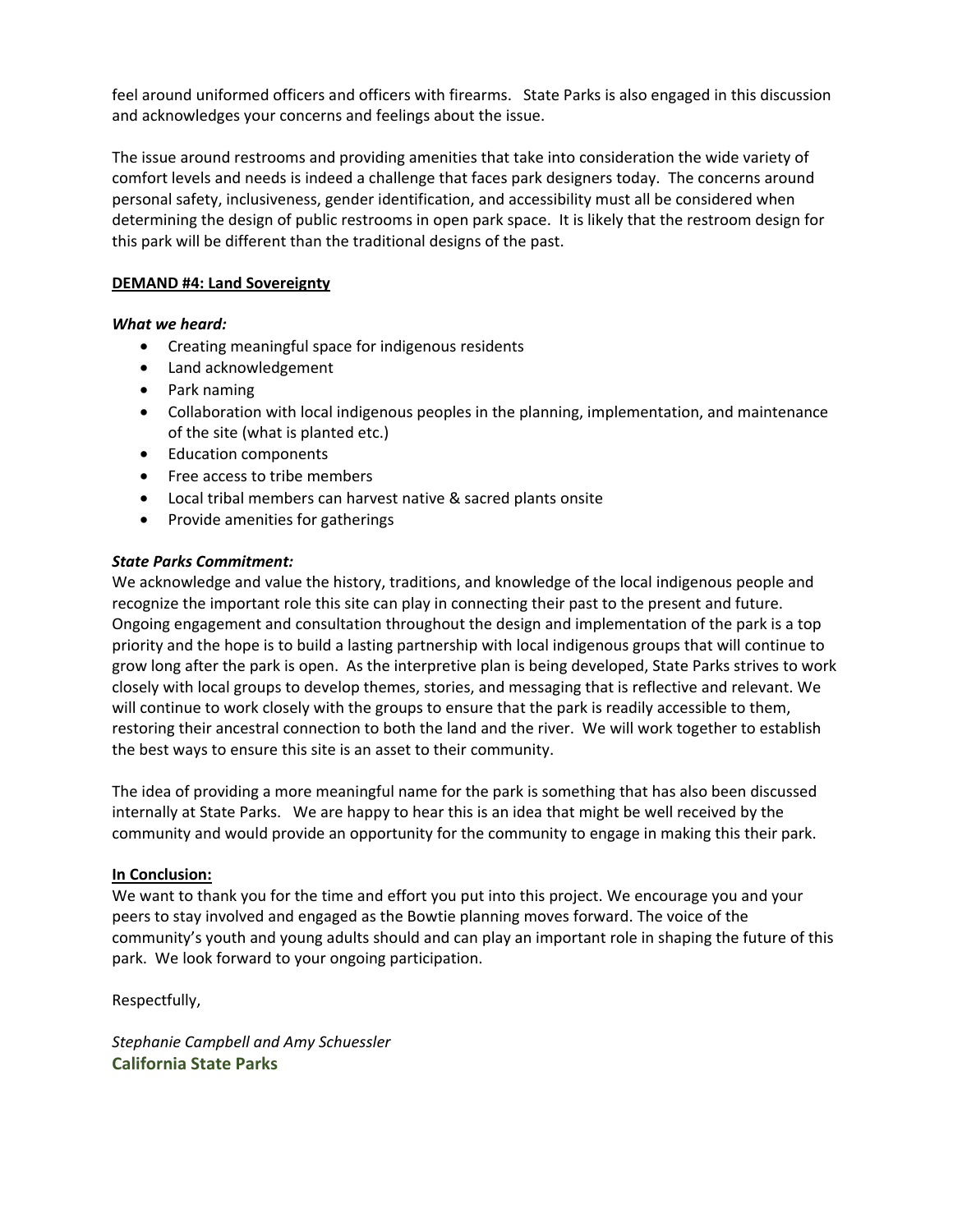feel around uniformed officers and officers with firearms. State Parks is also engaged in this discussion and acknowledges your concerns and feelings about the issue.

The issue around restrooms and providing amenities that take into consideration the wide variety of comfort levels and needs is indeed a challenge that faces park designers today. The concerns around personal safety, inclusiveness, gender identification, and accessibility must all be considered when determining the design of public restrooms in open park space. It is likely that the restroom design for this park will be different than the traditional designs of the past.

**DEMAND #4: Land Sovereignty**

***What we heard:***

- Creating meaningful space for indigenous residents
- Land acknowledgement
- Park naming
- Collaboration with local indigenous peoples in the planning, implementation, and maintenance of the site (what is planted etc.)
- Education components
- Free access to tribe members
- Local tribal members can harvest native & sacred plants onsite
- Provide amenities for gatherings

***State Parks Commitment:***

We acknowledge and value the history, traditions, and knowledge of the local indigenous people and recognize the important role this site can play in connecting their past to the present and future. Ongoing engagement and consultation throughout the design and implementation of the park is a top priority and the hope is to build a lasting partnership with local indigenous groups that will continue to grow long after the park is open. As the interpretive plan is being developed, State Parks strives to work closely with local groups to develop themes, stories, and messaging that is reflective and relevant. We will continue to work closely with the groups to ensure that the park is readily accessible to them, restoring their ancestral connection to both the land and the river. We will work together to establish the best ways to ensure this site is an asset to their community.

The idea of providing a more meaningful name for the park is something that has also been discussed internally at State Parks. We are happy to hear this is an idea that might be well received by the community and would provide an opportunity for the community to engage in making this their park.

**In Conclusion:**

We want to thank you for the time and effort you put into this project. We encourage you and your peers to stay involved and engaged as the Bowtie planning moves forward. The voice of the community's youth and young adults should and can play an important role in shaping the future of this park. We look forward to your ongoing participation.

Respectfully,

*Stephanie Campbell and Amy Schuessler*

**California State Parks**